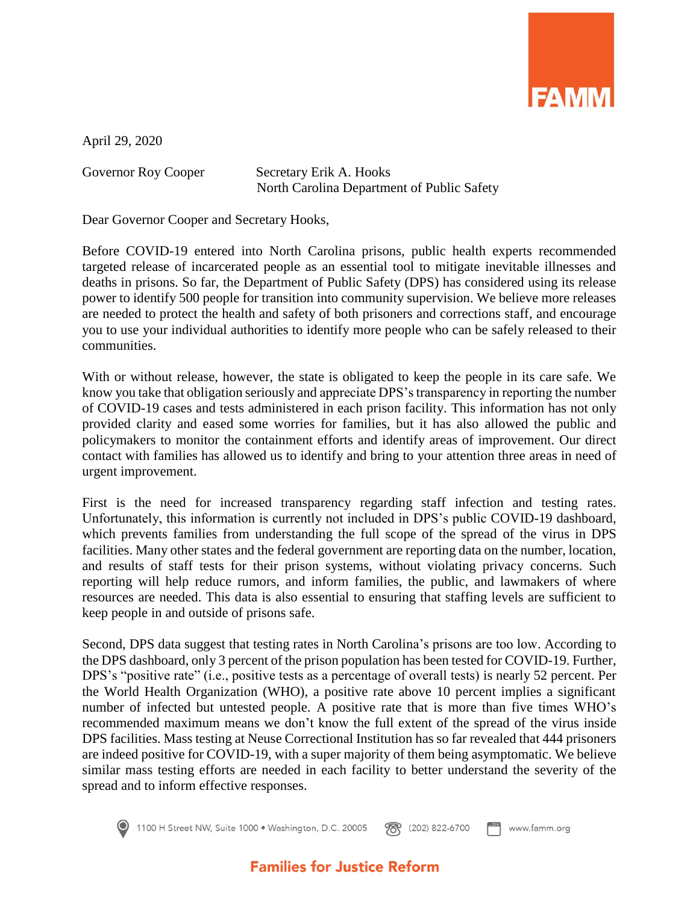FAMM

April 29, 2020

Governor Roy Cooper

Secretary Erik A. Hooks
North Carolina Department of Public Safety

Dear Governor Cooper and Secretary Hooks,

Before COVID-19 entered into North Carolina prisons, public health experts recommended targeted release of incarcerated people as an essential tool to mitigate inevitable illnesses and deaths in prisons. So far, the Department of Public Safety (DPS) has considered using its release power to identify 500 people for transition into community supervision. We believe more releases are needed to protect the health and safety of both prisoners and corrections staff, and encourage you to use your individual authorities to identify more people who can be safely released to their communities.

With or without release, however, the state is obligated to keep the people in its care safe. We know you take that obligation seriously and appreciate DPS's transparency in reporting the number of COVID-19 cases and tests administered in each prison facility. This information has not only provided clarity and eased some worries for families, but it has also allowed the public and policymakers to monitor the containment efforts and identify areas of improvement. Our direct contact with families has allowed us to identify and bring to your attention three areas in need of urgent improvement.

First is the need for increased transparency regarding staff infection and testing rates. Unfortunately, this information is currently not included in DPS's public COVID-19 dashboard, which prevents families from understanding the full scope of the spread of the virus in DPS facilities. Many other states and the federal government are reporting data on the number, location, and results of staff tests for their prison systems, without violating privacy concerns. Such reporting will help reduce rumors, and inform families, the public, and lawmakers of where resources are needed. This data is also essential to ensuring that staffing levels are sufficient to keep people in and outside of prisons safe.

Second, DPS data suggest that testing rates in North Carolina's prisons are too low. According to the DPS dashboard, only 3 percent of the prison population has been tested for COVID-19. Further, DPS's "positive rate" (i.e., positive tests as a percentage of overall tests) is nearly 52 percent. Per the World Health Organization (WHO), a positive rate above 10 percent implies a significant number of infected but untested people. A positive rate that is more than five times WHO's recommended maximum means we don't know the full extent of the spread of the virus inside DPS facilities. Mass testing at Neuse Correctional Institution has so far revealed that 444 prisoners are indeed positive for COVID-19, with a super majority of them being asymptomatic. We believe similar mass testing efforts are needed in each facility to better understand the severity of the spread and to inform effective responses.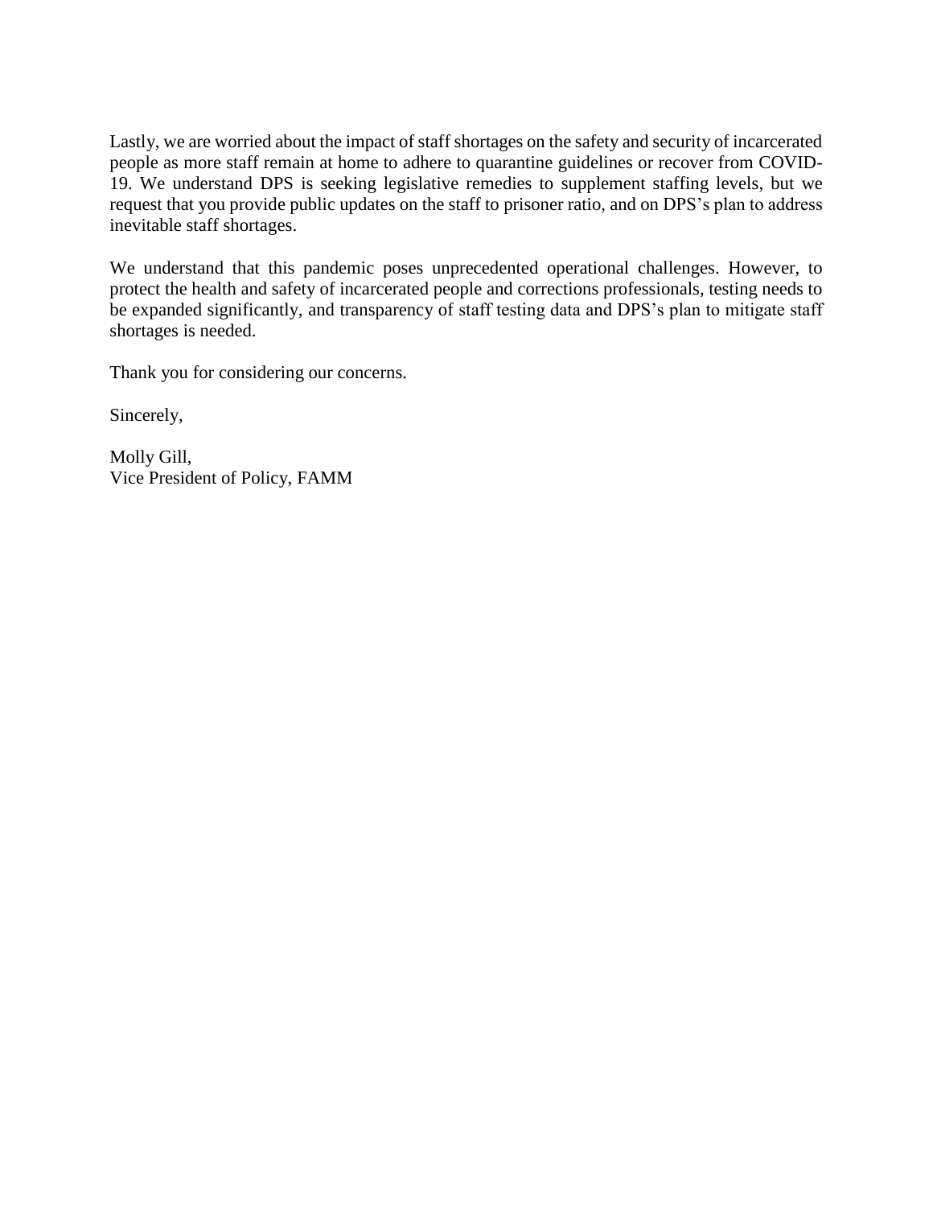Lastly, we are worried about the impact of staff shortages on the safety and security of incarcerated people as more staff remain at home to adhere to quarantine guidelines or recover from COVID-19. We understand DPS is seeking legislative remedies to supplement staffing levels, but we request that you provide public updates on the staff to prisoner ratio, and on DPS's plan to address inevitable staff shortages.

We understand that this pandemic poses unprecedented operational challenges. However, to protect the health and safety of incarcerated people and corrections professionals, testing needs to be expanded significantly, and transparency of staff testing data and DPS's plan to mitigate staff shortages is needed.

Thank you for considering our concerns.

Sincerely,

Molly Gill,  
Vice President of Policy, FAMM